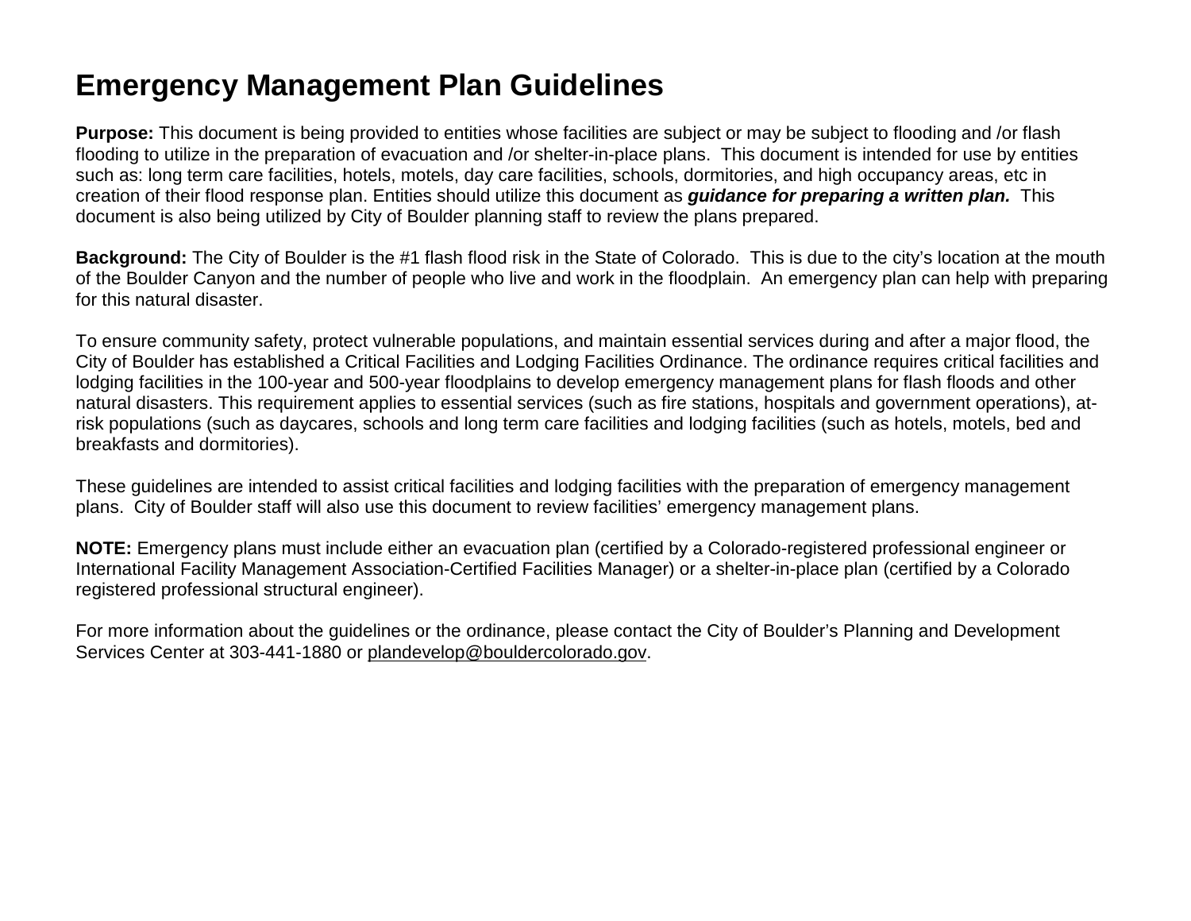# Emergency Management Plan Guidelines

**Purpose:** This document is being provided to entities whose facilities are subject or may be subject to flooding and /or flash flooding to utilize in the preparation of evacuation and /or shelter-in-place plans. This document is intended for use by entities such as: long term care facilities, hotels, motels, day care facilities, schools, dormitories, and high occupancy areas, etc in creation of their flood response plan. Entities should utilize this document as ***guidance for preparing a written plan.*** This document is also being utilized by City of Boulder planning staff to review the plans prepared.

**Background:** The City of Boulder is the #1 flash flood risk in the State of Colorado. This is due to the city's location at the mouth of the Boulder Canyon and the number of people who live and work in the floodplain. An emergency plan can help with preparing for this natural disaster.

To ensure community safety, protect vulnerable populations, and maintain essential services during and after a major flood, the City of Boulder has established a Critical Facilities and Lodging Facilities Ordinance. The ordinance requires critical facilities and lodging facilities in the 100-year and 500-year floodplains to develop emergency management plans for flash floods and other natural disasters. This requirement applies to essential services (such as fire stations, hospitals and government operations), at-risk populations (such as daycares, schools and long term care facilities and lodging facilities (such as hotels, motels, bed and breakfasts and dormitories).

These guidelines are intended to assist critical facilities and lodging facilities with the preparation of emergency management plans. City of Boulder staff will also use this document to review facilities' emergency management plans.

**NOTE:** Emergency plans must include either an evacuation plan (certified by a Colorado-registered professional engineer or International Facility Management Association-Certified Facilities Manager) or a shelter-in-place plan (certified by a Colorado registered professional structural engineer).

For more information about the guidelines or the ordinance, please contact the City of Boulder's Planning and Development Services Center at 303-441-1880 or plandevelop@bouldercolorado.gov.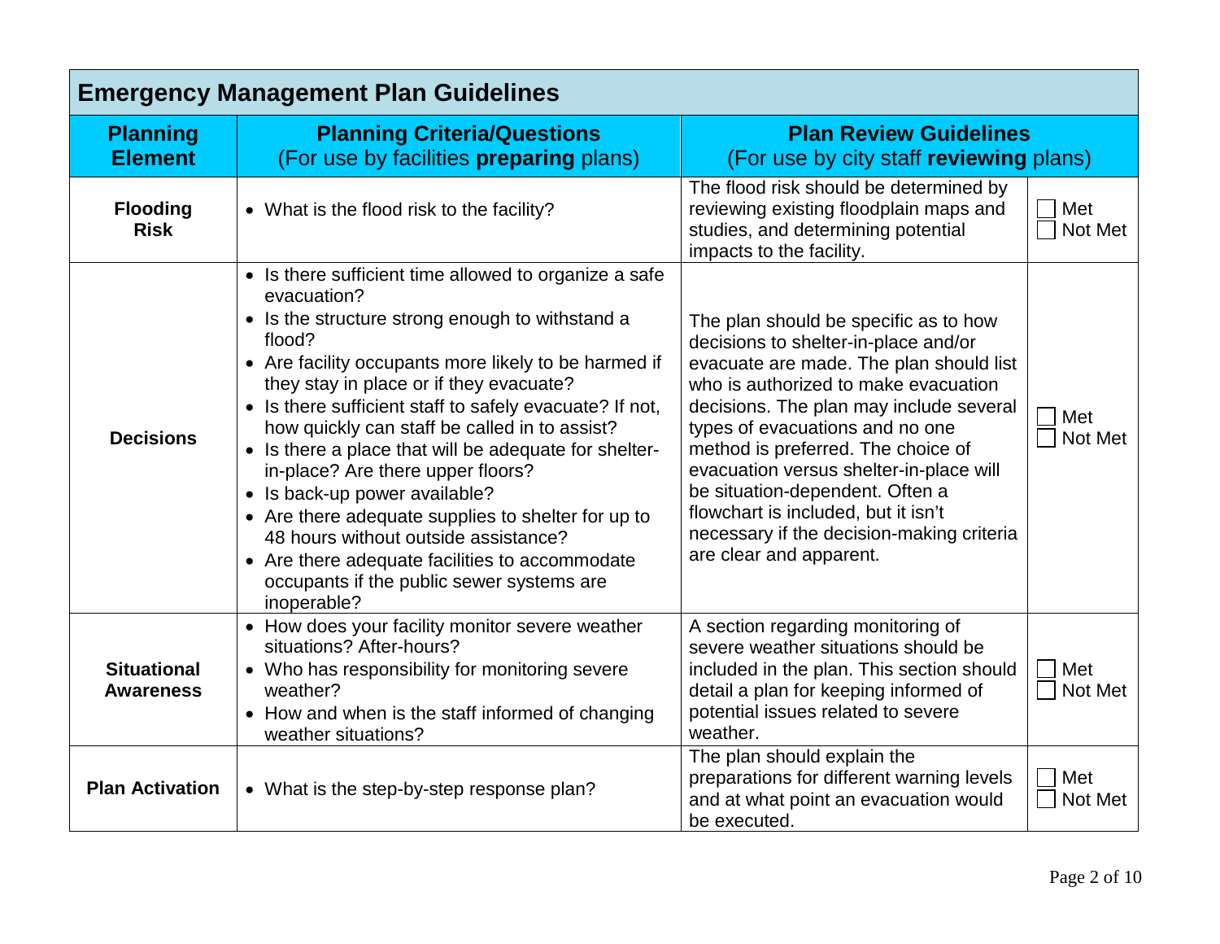## Emergency Management Plan Guidelines

| Planning Element | Planning Criteria/Questions (For use by facilities **preparing** plans) | Plan Review Guidelines (For use by city staff **reviewing** plans) | |
|---|---|---|---|
| **Flooding Risk** | • What is the flood risk to the facility? | The flood risk should be determined by reviewing existing floodplain maps and studies, and determining potential impacts to the facility. | ☐ Met<br>☐ Not Met |
| **Decisions** | • Is there sufficient time allowed to organize a safe evacuation?<br>• Is the structure strong enough to withstand a flood?<br>• Are facility occupants more likely to be harmed if they stay in place or if they evacuate?<br>• Is there sufficient staff to safely evacuate? If not, how quickly can staff be called in to assist?<br>• Is there a place that will be adequate for shelter-in-place? Are there upper floors?<br>• Is back-up power available?<br>• Are there adequate supplies to shelter for up to 48 hours without outside assistance?<br>• Are there adequate facilities to accommodate occupants if the public sewer systems are inoperable? | The plan should be specific as to how decisions to shelter-in-place and/or evacuate are made. The plan should list who is authorized to make evacuation decisions. The plan may include several types of evacuations and no one method is preferred. The choice of evacuation versus shelter-in-place will be situation-dependent. Often a flowchart is included, but it isn't necessary if the decision-making criteria are clear and apparent. | ☐ Met<br>☐ Not Met |
| **Situational Awareness** | • How does your facility monitor severe weather situations? After-hours?<br>• Who has responsibility for monitoring severe weather?<br>• How and when is the staff informed of changing weather situations? | A section regarding monitoring of severe weather situations should be included in the plan. This section should detail a plan for keeping informed of potential issues related to severe weather. | ☐ Met<br>☐ Not Met |
| **Plan Activation** | • What is the step-by-step response plan? | The plan should explain the preparations for different warning levels and at what point an evacuation would be executed. | ☐ Met<br>☐ Not Met |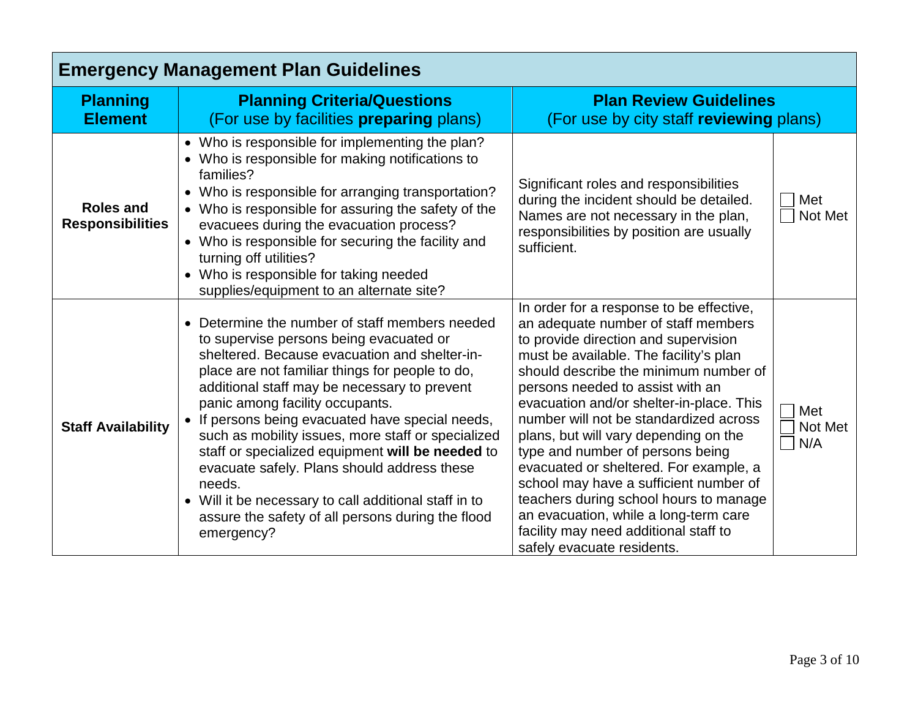## Emergency Management Plan Guidelines

| Planning Element | Planning Criteria/Questions (For use by facilities **preparing** plans) | Plan Review Guidelines (For use by city staff **reviewing** plans) | |
|---|---|---|---|
| **Roles and Responsibilities** | • Who is responsible for implementing the plan?<br>• Who is responsible for making notifications to families?<br>• Who is responsible for arranging transportation?<br>• Who is responsible for assuring the safety of the evacuees during the evacuation process?<br>• Who is responsible for securing the facility and turning off utilities?<br>• Who is responsible for taking needed supplies/equipment to an alternate site? | Significant roles and responsibilities during the incident should be detailed. Names are not necessary in the plan, responsibilities by position are usually sufficient. | ☐ Met<br>☐ Not Met |
| **Staff Availability** | • Determine the number of staff members needed to supervise persons being evacuated or sheltered. Because evacuation and shelter-in-place are not familiar things for people to do, additional staff may be necessary to prevent panic among facility occupants.<br>• If persons being evacuated have special needs, such as mobility issues, more staff or specialized staff or specialized equipment **will be needed** to evacuate safely. Plans should address these needs.<br>• Will it be necessary to call additional staff in to assure the safety of all persons during the flood emergency? | In order for a response to be effective, an adequate number of staff members to provide direction and supervision must be available. The facility's plan should describe the minimum number of persons needed to assist with an evacuation and/or shelter-in-place. This number will not be standardized across plans, but will vary depending on the type and number of persons being evacuated or sheltered. For example, a school may have a sufficient number of teachers during school hours to manage an evacuation, while a long-term care facility may need additional staff to safely evacuate residents. | ☐ Met<br>☐ Not Met<br>☐ N/A |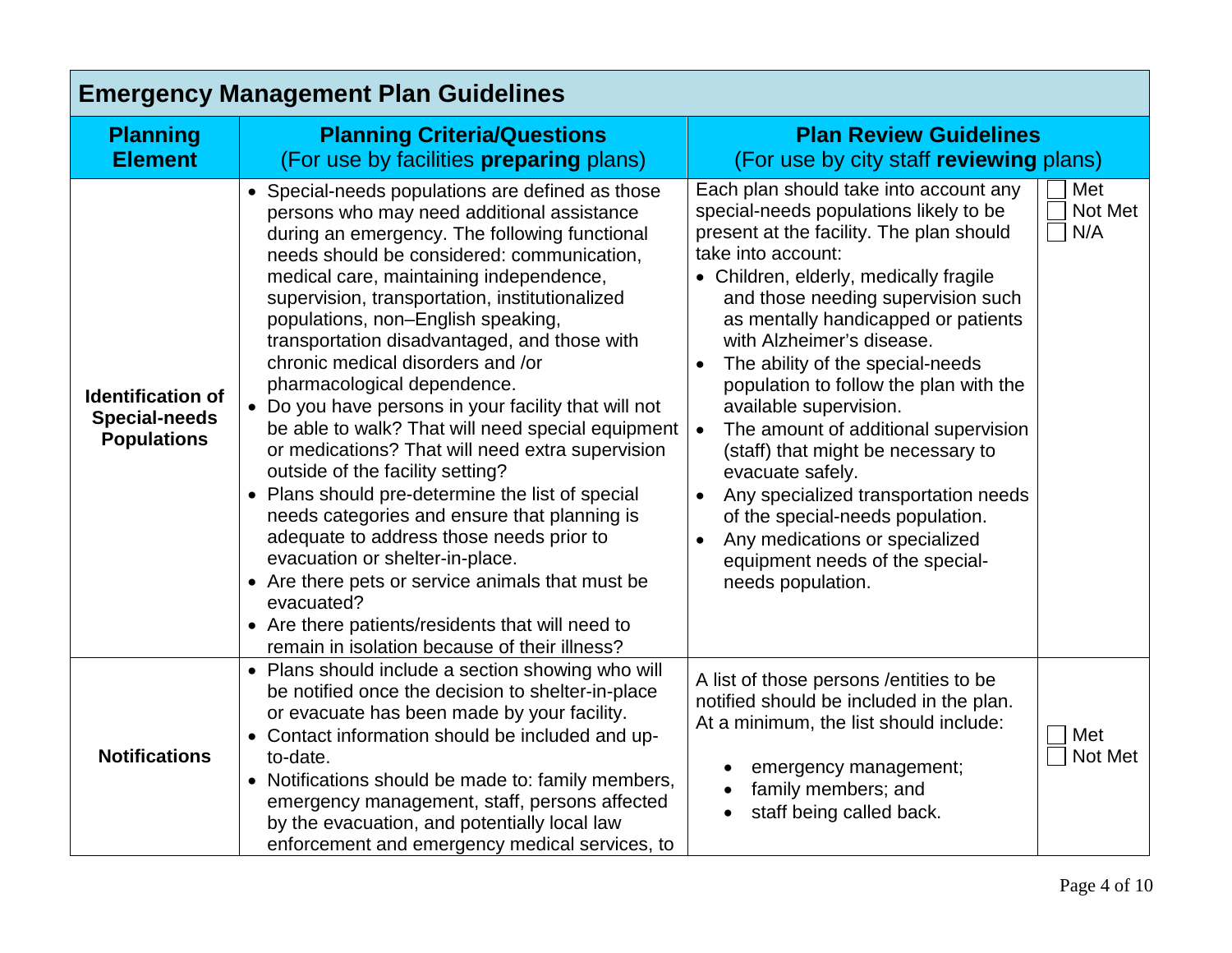| Emergency Management Plan Guidelines | | | |
|---|---|---|---|
| **Planning Element** | **Planning Criteria/Questions** (For use by facilities **preparing** plans) | **Plan Review Guidelines** (For use by city staff **reviewing** plans) | |
| **Identification of Special-needs Populations** | • Special-needs populations are defined as those persons who may need additional assistance during an emergency. The following functional needs should be considered: communication, medical care, maintaining independence, supervision, transportation, institutionalized populations, non–English speaking, transportation disadvantaged, and those with chronic medical disorders and /or pharmacological dependence.<br>• Do you have persons in your facility that will not be able to walk? That will need special equipment or medications? That will need extra supervision outside of the facility setting?<br>• Plans should pre-determine the list of special needs categories and ensure that planning is adequate to address those needs prior to evacuation or shelter-in-place.<br>• Are there pets or service animals that must be evacuated?<br>• Are there patients/residents that will need to remain in isolation because of their illness? | Each plan should take into account any special-needs populations likely to be present at the facility. The plan should take into account:<br>• Children, elderly, medically fragile and those needing supervision such as mentally handicapped or patients with Alzheimer's disease.<br>• The ability of the special-needs population to follow the plan with the available supervision.<br>• The amount of additional supervision (staff) that might be necessary to evacuate safely.<br>• Any specialized transportation needs of the special-needs population.<br>• Any medications or specialized equipment needs of the special-needs population. | ☐ Met<br>☐ Not Met<br>☐ N/A |
| **Notifications** | • Plans should include a section showing who will be notified once the decision to shelter-in-place or evacuate has been made by your facility.<br>• Contact information should be included and up-to-date.<br>• Notifications should be made to: family members, emergency management, staff, persons affected by the evacuation, and potentially local law enforcement and emergency medical services, to | A list of those persons /entities to be notified should be included in the plan. At a minimum, the list should include:<br>• emergency management;<br>• family members; and<br>• staff being called back. | ☐ Met<br>☐ Not Met |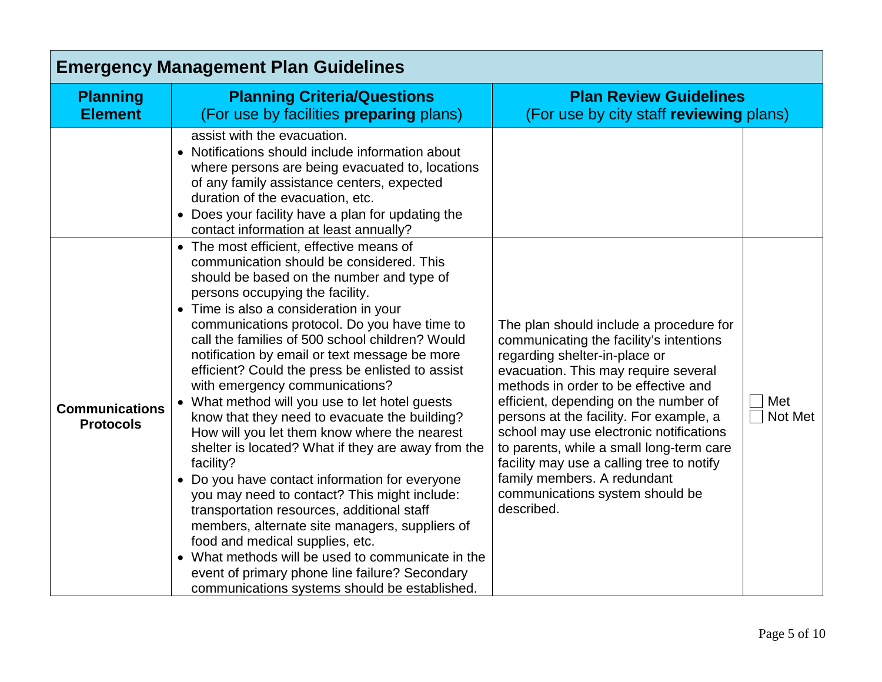| Emergency Management Plan Guidelines | | | |
|---|---|---|---|
| **Planning Element** | **Planning Criteria/Questions** (For use by facilities **preparing** plans) | **Plan Review Guidelines** (For use by city staff **reviewing** plans) | |
| | assist with the evacuation.<br>• Notifications should include information about where persons are being evacuated to, locations of any family assistance centers, expected duration of the evacuation, etc.<br>• Does your facility have a plan for updating the contact information at least annually? | | |
| **Communications Protocols** | • The most efficient, effective means of communication should be considered. This should be based on the number and type of persons occupying the facility.<br>• Time is also a consideration in your communications protocol. Do you have time to call the families of 500 school children? Would notification by email or text message be more efficient? Could the press be enlisted to assist with emergency communications?<br>• What method will you use to let hotel guests know that they need to evacuate the building? How will you let them know where the nearest shelter is located? What if they are away from the facility?<br>• Do you have contact information for everyone you may need to contact? This might include: transportation resources, additional staff members, alternate site managers, suppliers of food and medical supplies, etc.<br>• What methods will be used to communicate in the event of primary phone line failure? Secondary communications systems should be established. | The plan should include a procedure for communicating the facility's intentions regarding shelter-in-place or evacuation. This may require several methods in order to be effective and efficient, depending on the number of persons at the facility. For example, a school may use electronic notifications to parents, while a small long-term care facility may use a calling tree to notify family members. A redundant communications system should be described. | ☐ Met<br>☐ Not Met |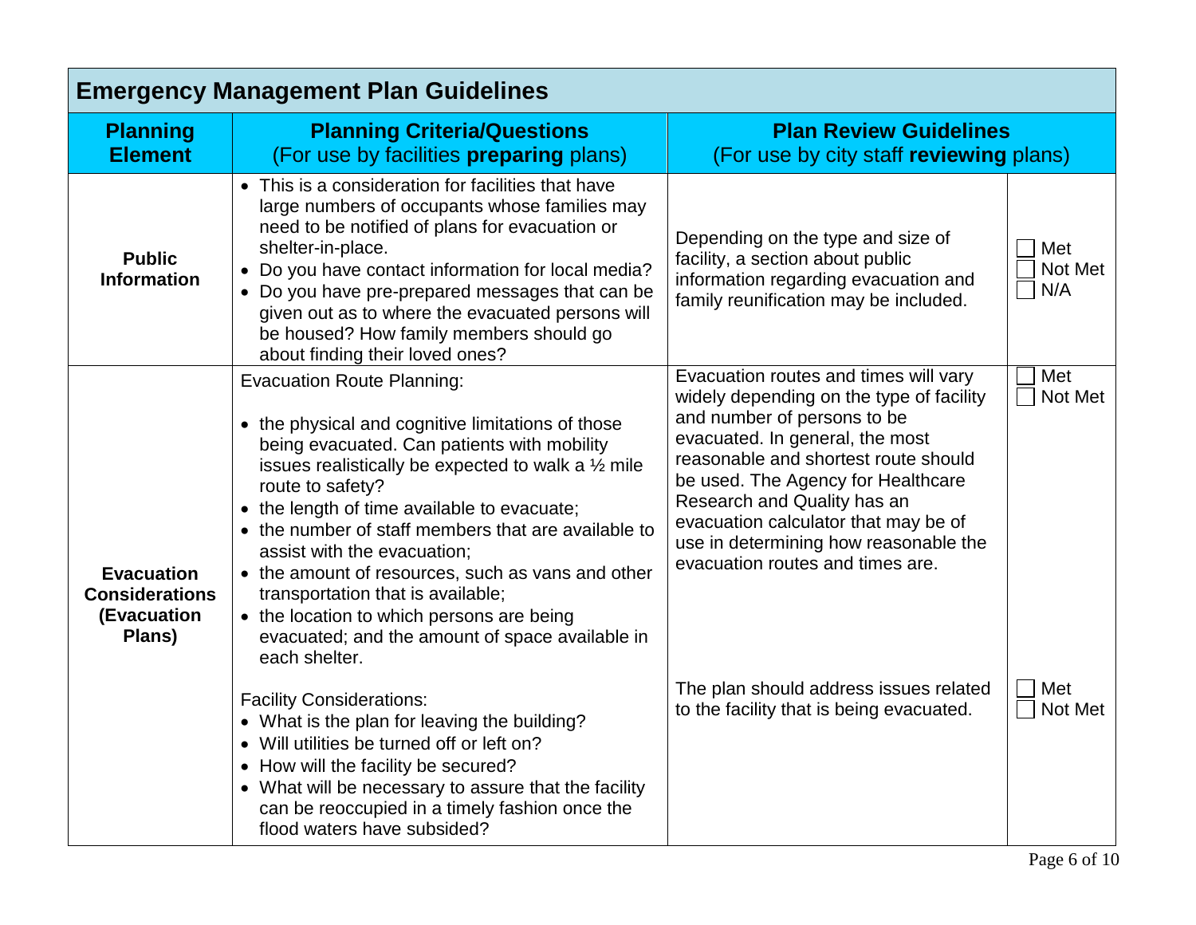## Emergency Management Plan Guidelines

| Planning Element | Planning Criteria/Questions (For use by facilities **preparing** plans) | Plan Review Guidelines (For use by city staff **reviewing** plans) | |
|---|---|---|---|
| **Public Information** | • This is a consideration for facilities that have large numbers of occupants whose families may need to be notified of plans for evacuation or shelter-in-place.<br>• Do you have contact information for local media?<br>• Do you have pre-prepared messages that can be given out as to where the evacuated persons will be housed? How family members should go about finding their loved ones? | Depending on the type and size of facility, a section about public information regarding evacuation and family reunification may be included. | ☐ Met<br>☐ Not Met<br>☐ N/A |
| **Evacuation Considerations (Evacuation Plans)** | Evacuation Route Planning:<br>• the physical and cognitive limitations of those being evacuated. Can patients with mobility issues realistically be expected to walk a ½ mile route to safety?<br>• the length of time available to evacuate;<br>• the number of staff members that are available to assist with the evacuation;<br>• the amount of resources, such as vans and other transportation that is available;<br>• the location to which persons are being evacuated; and the amount of space available in each shelter. | Evacuation routes and times will vary widely depending on the type of facility and number of persons to be evacuated. In general, the most reasonable and shortest route should be used. The Agency for Healthcare Research and Quality has an evacuation calculator that may be of use in determining how reasonable the evacuation routes and times are. | ☐ Met<br>☐ Not Met |
| | Facility Considerations:<br>• What is the plan for leaving the building?<br>• Will utilities be turned off or left on?<br>• How will the facility be secured?<br>• What will be necessary to assure that the facility can be reoccupied in a timely fashion once the flood waters have subsided? | The plan should address issues related to the facility that is being evacuated. | ☐ Met<br>☐ Not Met |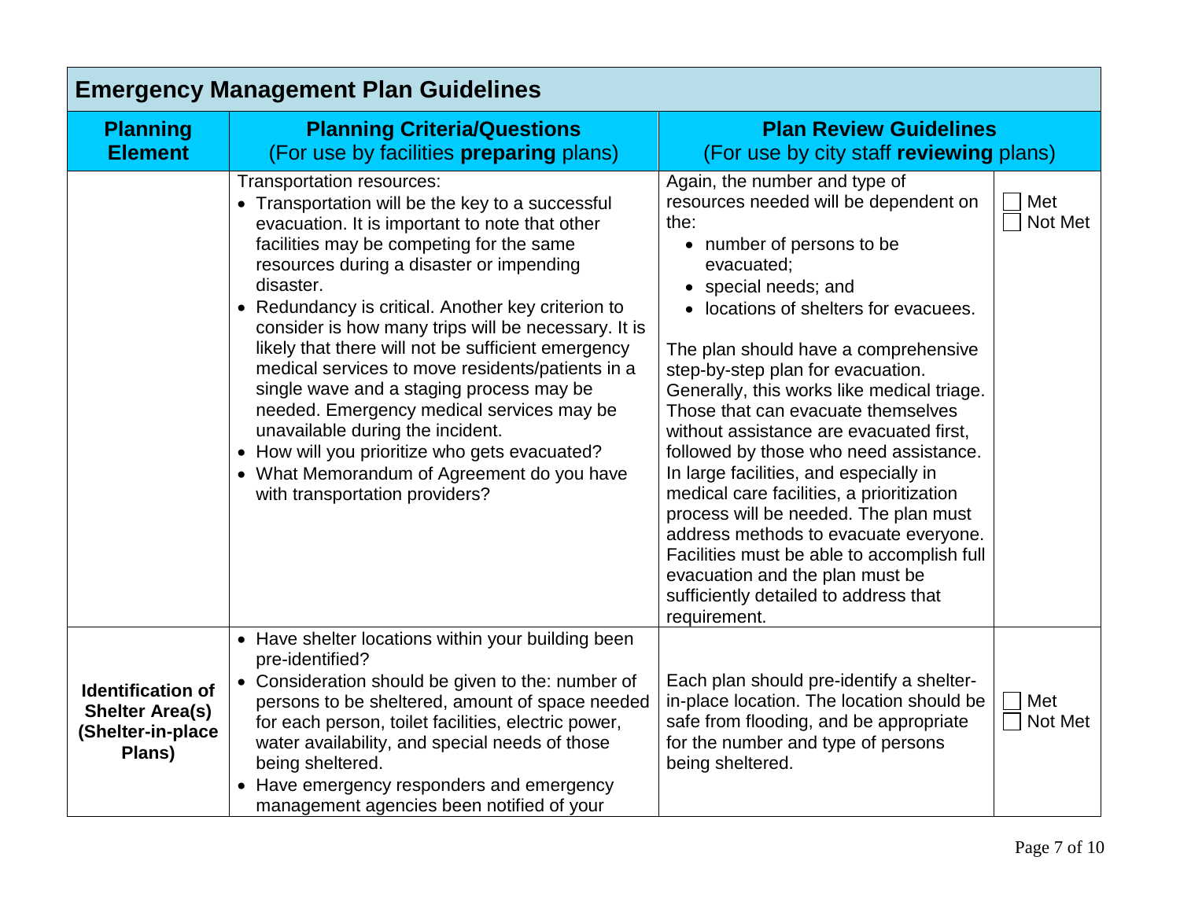| Emergency Management Plan Guidelines | | | |
|---|---|---|---|
| **Planning Element** | **Planning Criteria/Questions** (For use by facilities **preparing** plans) | **Plan Review Guidelines** (For use by city staff **reviewing** plans) | |
| | Transportation resources:<br>• Transportation will be the key to a successful evacuation. It is important to note that other facilities may be competing for the same resources during a disaster or impending disaster.<br>• Redundancy is critical. Another key criterion to consider is how many trips will be necessary. It is likely that there will not be sufficient emergency medical services to move residents/patients in a single wave and a staging process may be needed. Emergency medical services may be unavailable during the incident.<br>• How will you prioritize who gets evacuated?<br>• What Memorandum of Agreement do you have with transportation providers? | Again, the number and type of resources needed will be dependent on the:<br>• number of persons to be evacuated;<br>• special needs; and<br>• locations of shelters for evacuees.<br><br>The plan should have a comprehensive step-by-step plan for evacuation. Generally, this works like medical triage. Those that can evacuate themselves without assistance are evacuated first, followed by those who need assistance. In large facilities, and especially in medical care facilities, a prioritization process will be needed. The plan must address methods to evacuate everyone. Facilities must be able to accomplish full evacuation and the plan must be sufficiently detailed to address that requirement. | ☐ Met<br>☐ Not Met |
| **Identification of Shelter Area(s) (Shelter-in-place Plans)** | • Have shelter locations within your building been pre-identified?<br>• Consideration should be given to the: number of persons to be sheltered, amount of space needed for each person, toilet facilities, electric power, water availability, and special needs of those being sheltered.<br>• Have emergency responders and emergency management agencies been notified of your | Each plan should pre-identify a shelter-in-place location. The location should be safe from flooding, and be appropriate for the number and type of persons being sheltered. | ☐ Met<br>☐ Not Met |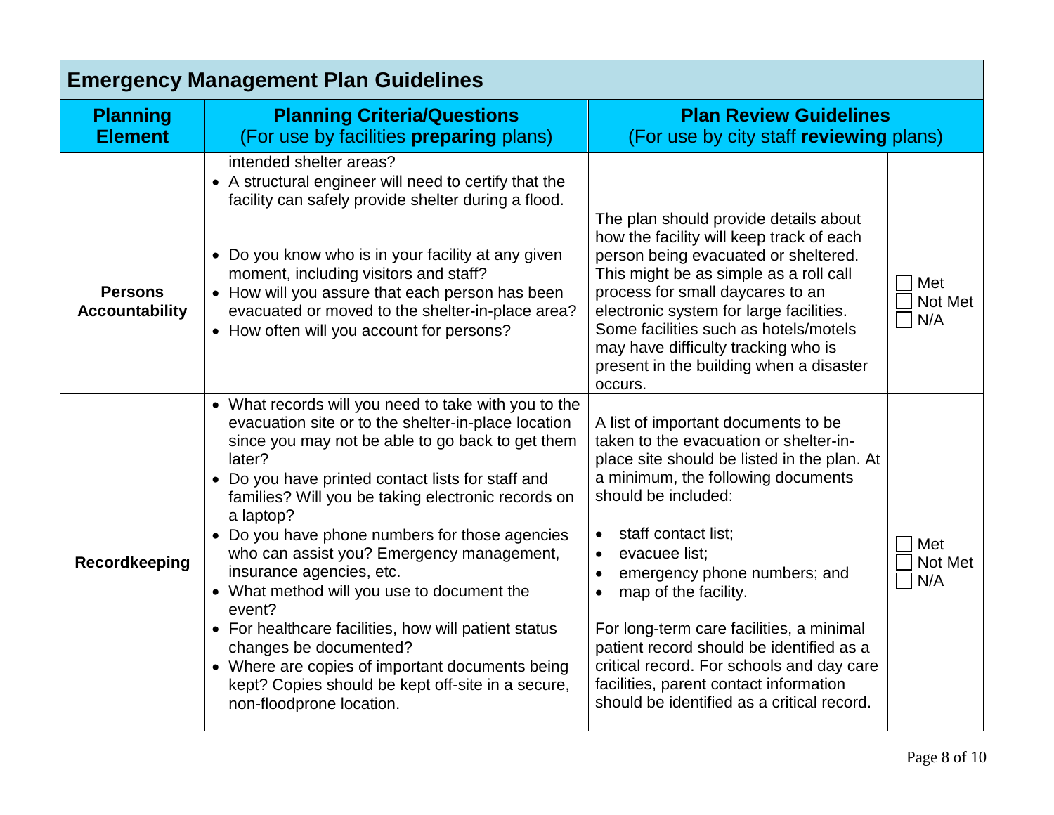## Emergency Management Plan Guidelines

| Planning Element | Planning Criteria/Questions (For use by facilities **preparing** plans) | Plan Review Guidelines (For use by city staff **reviewing** plans) | |
|---|---|---|---|
| | intended shelter areas?<br>• A structural engineer will need to certify that the facility can safely provide shelter during a flood. | | |
| **Persons Accountability** | • Do you know who is in your facility at any given moment, including visitors and staff?<br>• How will you assure that each person has been evacuated or moved to the shelter-in-place area?<br>• How often will you account for persons? | The plan should provide details about how the facility will keep track of each person being evacuated or sheltered. This might be as simple as a roll call process for small daycares to an electronic system for large facilities. Some facilities such as hotels/motels may have difficulty tracking who is present in the building when a disaster occurs. | ☐ Met<br>☐ Not Met<br>☐ N/A |
| **Recordkeeping** | • What records will you need to take with you to the evacuation site or to the shelter-in-place location since you may not be able to go back to get them later?<br>• Do you have printed contact lists for staff and families? Will you be taking electronic records on a laptop?<br>• Do you have phone numbers for those agencies who can assist you? Emergency management, insurance agencies, etc.<br>• What method will you use to document the event?<br>• For healthcare facilities, how will patient status changes be documented?<br>• Where are copies of important documents being kept? Copies should be kept off-site in a secure, non-floodprone location. | A list of important documents to be taken to the evacuation or shelter-in-place site should be listed in the plan. At a minimum, the following documents should be included:<br>• staff contact list;<br>• evacuee list;<br>• emergency phone numbers; and<br>• map of the facility.<br><br>For long-term care facilities, a minimal patient record should be identified as a critical record. For schools and day care facilities, parent contact information should be identified as a critical record. | ☐ Met<br>☐ Not Met<br>☐ N/A |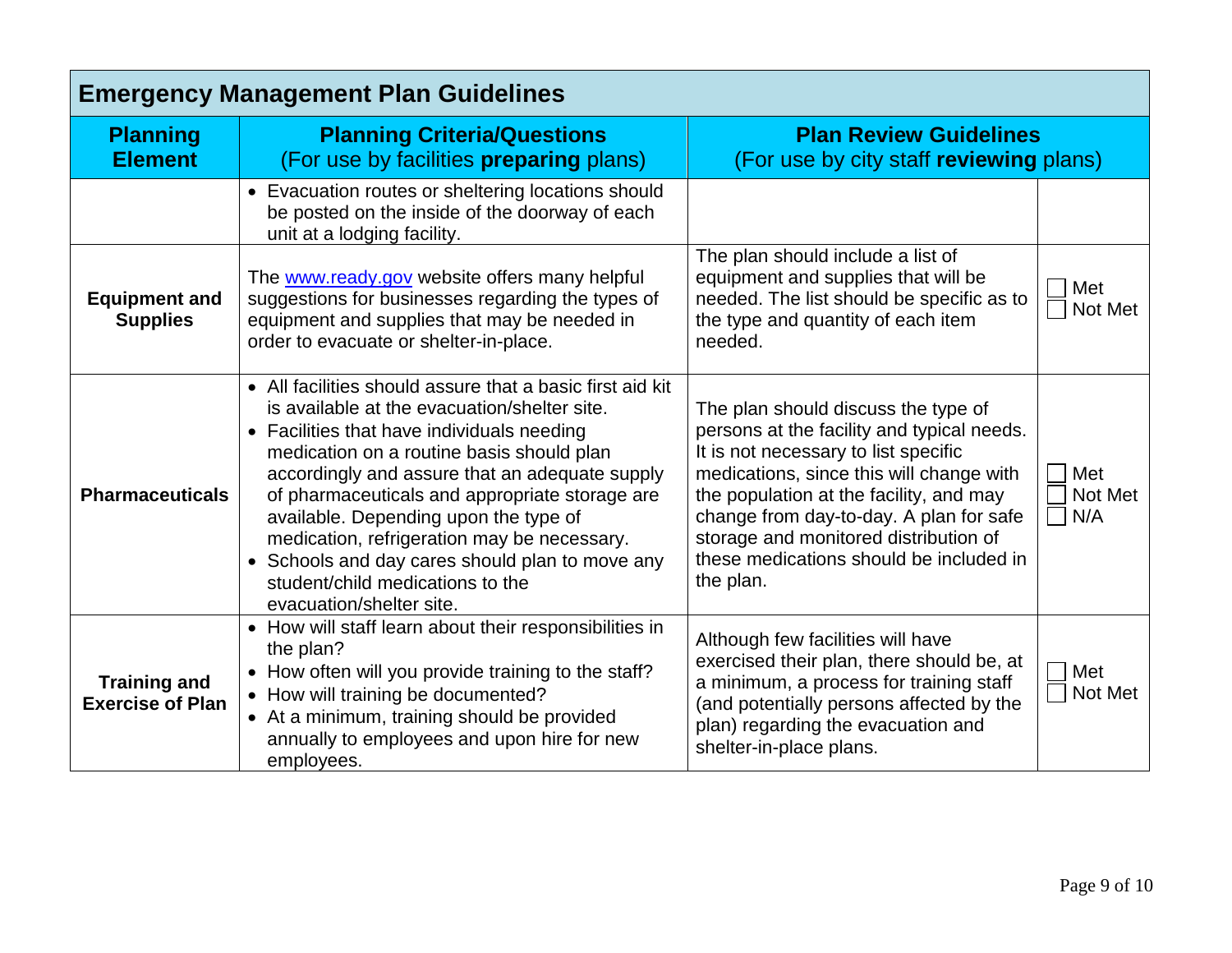| Emergency Management Plan Guidelines | | | |
|---|---|---|---|
| **Planning Element** | **Planning Criteria/Questions** (For use by facilities **preparing** plans) | **Plan Review Guidelines** (For use by city staff **reviewing** plans) | |
| | • Evacuation routes or sheltering locations should be posted on the inside of the doorway of each unit at a lodging facility. | | |
| **Equipment and Supplies** | The [www.ready.gov](http://www.ready.gov) website offers many helpful suggestions for businesses regarding the types of equipment and supplies that may be needed in order to evacuate or shelter-in-place. | The plan should include a list of equipment and supplies that will be needed. The list should be specific as to the type and quantity of each item needed. | ☐ Met<br>☐ Not Met |
| **Pharmaceuticals** | • All facilities should assure that a basic first aid kit is available at the evacuation/shelter site.<br>• Facilities that have individuals needing medication on a routine basis should plan accordingly and assure that an adequate supply of pharmaceuticals and appropriate storage are available. Depending upon the type of medication, refrigeration may be necessary.<br>• Schools and day cares should plan to move any student/child medications to the evacuation/shelter site. | The plan should discuss the type of persons at the facility and typical needs. It is not necessary to list specific medications, since this will change with the population at the facility, and may change from day-to-day. A plan for safe storage and monitored distribution of these medications should be included in the plan. | ☐ Met<br>☐ Not Met<br>☐ N/A |
| **Training and Exercise of Plan** | • How will staff learn about their responsibilities in the plan?<br>• How often will you provide training to the staff?<br>• How will training be documented?<br>• At a minimum, training should be provided annually to employees and upon hire for new employees. | Although few facilities will have exercised their plan, there should be, at a minimum, a process for training staff (and potentially persons affected by the plan) regarding the evacuation and shelter-in-place plans. | ☐ Met<br>☐ Not Met |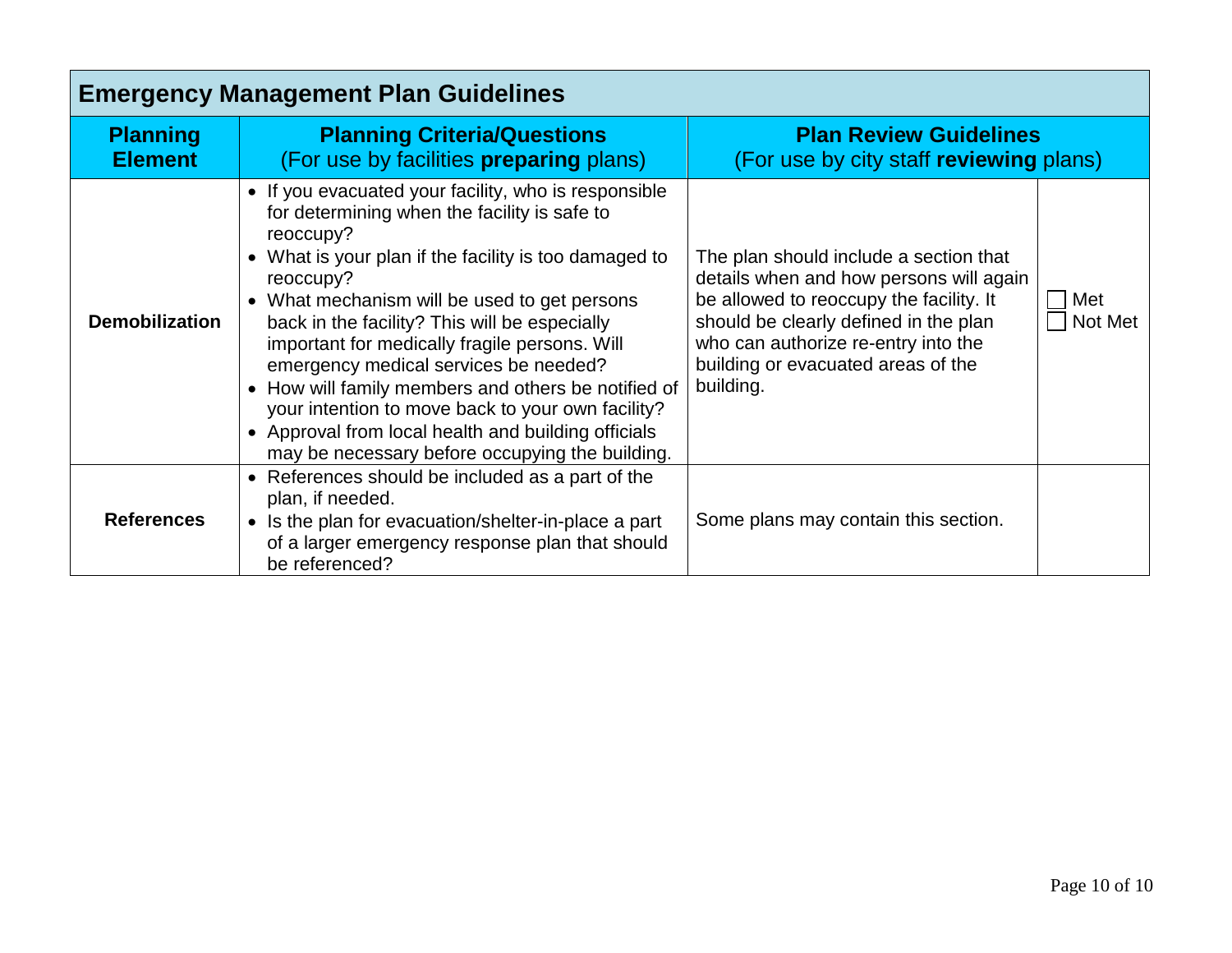| Emergency Management Plan Guidelines | | | |
|---|---|---|---|
| **Planning Element** | **Planning Criteria/Questions** (For use by facilities **preparing** plans) | **Plan Review Guidelines** (For use by city staff **reviewing** plans) | |
| **Demobilization** | • If you evacuated your facility, who is responsible for determining when the facility is safe to reoccupy? <br>• What is your plan if the facility is too damaged to reoccupy? <br>• What mechanism will be used to get persons back in the facility? This will be especially important for medically fragile persons. Will emergency medical services be needed? <br>• How will family members and others be notified of your intention to move back to your own facility? <br>• Approval from local health and building officials may be necessary before occupying the building. | The plan should include a section that details when and how persons will again be allowed to reoccupy the facility. It should be clearly defined in the plan who can authorize re-entry into the building or evacuated areas of the building. | ☐ Met <br>☐ Not Met |
| **References** | • References should be included as a part of the plan, if needed. <br>• Is the plan for evacuation/shelter-in-place a part of a larger emergency response plan that should be referenced? | Some plans may contain this section. | |